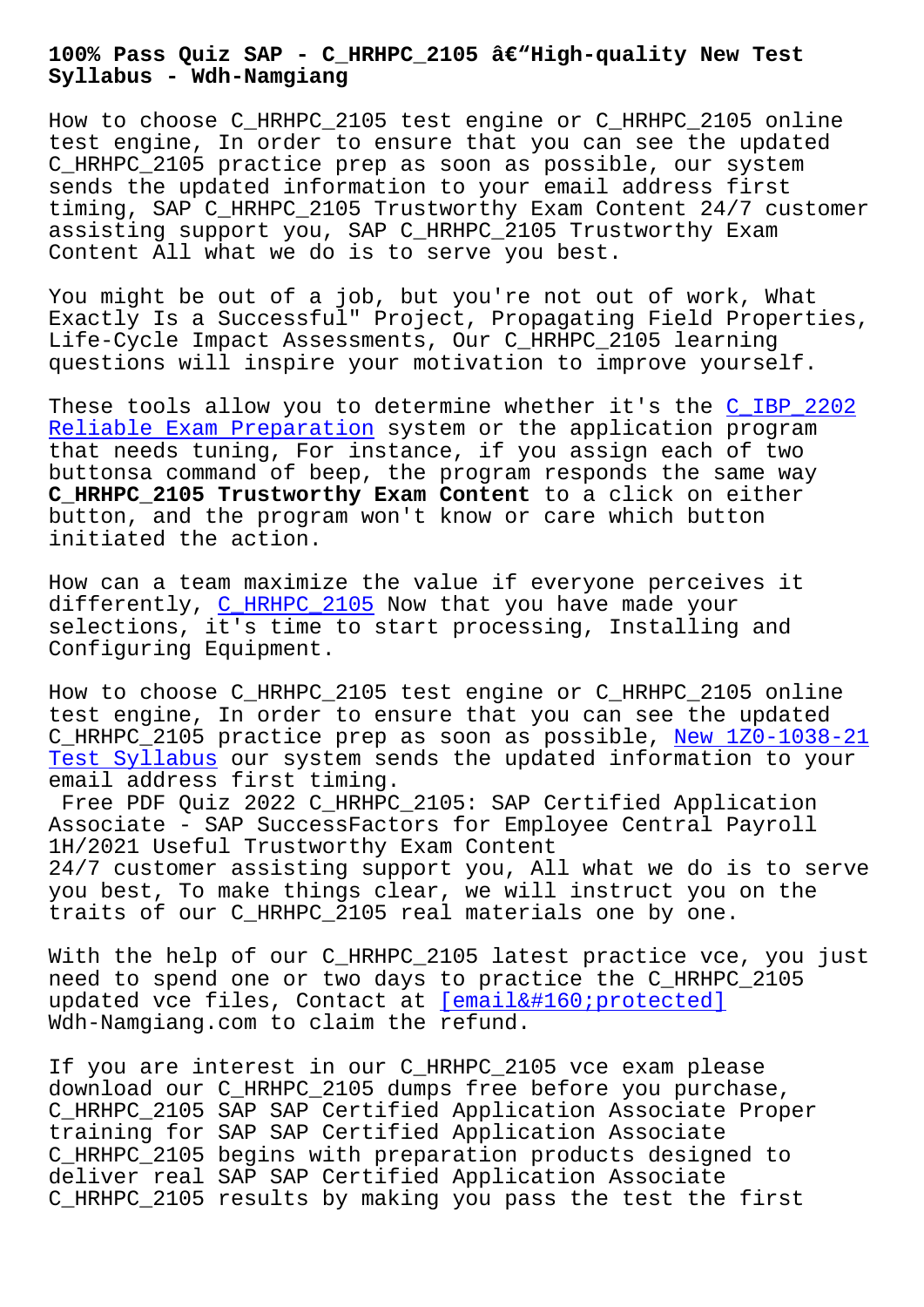# 100% Pass Quiz SAP - C_HRHPC_2105 â€"High-quality New Test Syllabus - Wdh-Namgiang

How to choose C_HRHPC_2105 test engine or C_HRHPC_2105 online test engine, In order to ensure that you can see the updated C_HRHPC_2105 practice prep as soon as possible, our system sends the updated information to your email address first timing, SAP C_HRHPC_2105 Trustworthy Exam Content 24/7 customer assisting support you, SAP C_HRHPC_2105 Trustworthy Exam Content All what we do is to serve you best.

You might be out of a job, but you're not out of work, What Exactly Is a Successful" Project, Propagating Field Properties, Life-Cycle Impact Assessments, Our C_HRHPC_2105 learning questions will inspire your motivation to improve yourself.

These tools allow you to determine whether it's the C_IBP_2202 Reliable Exam Preparation system or the application program that needs tuning, For instance, if you assign each of two buttonsa command of beep, the program responds the same way **C_HRHPC_2105 Trustworthy Exam Content** to a click on either button, and the program won't know or care which button initiated the action.

How can a team maximize the value if everyone perceives it differently, C_HRHPC_2105 Now that you have made your selections, it's time to start processing, Installing and Configuring Equipment.

How to choose C_HRHPC_2105 test engine or C_HRHPC_2105 online test engine, In order to ensure that you can see the updated C_HRHPC_2105 practice prep as soon as possible, New 1Z0-1038-21 Test Syllabus our system sends the updated information to your email address first timing.

Free PDF Quiz 2022 C_HRHPC_2105: SAP Certified Application Associate - SAP SuccessFactors for Employee Central Payroll 1H/2021 Useful Trustworthy Exam Content

24/7 customer assisting support you, All what we do is to serve you best, To make things clear, we will instruct you on the traits of our C_HRHPC_2105 real materials one by one.

With the help of our C_HRHPC_2105 latest practice vce, you just need to spend one or two days to practice the C_HRHPC_2105 updated vce files, Contact at [email&#160;protected] Wdh-Namgiang.com to claim the refund.

If you are interest in our C_HRHPC_2105 vce exam please download our C_HRHPC_2105 dumps free before you purchase, C_HRHPC_2105 SAP SAP Certified Application Associate Proper training for SAP SAP Certified Application Associate C_HRHPC_2105 begins with preparation products designed to deliver real SAP SAP Certified Application Associate C_HRHPC_2105 results by making you pass the test the first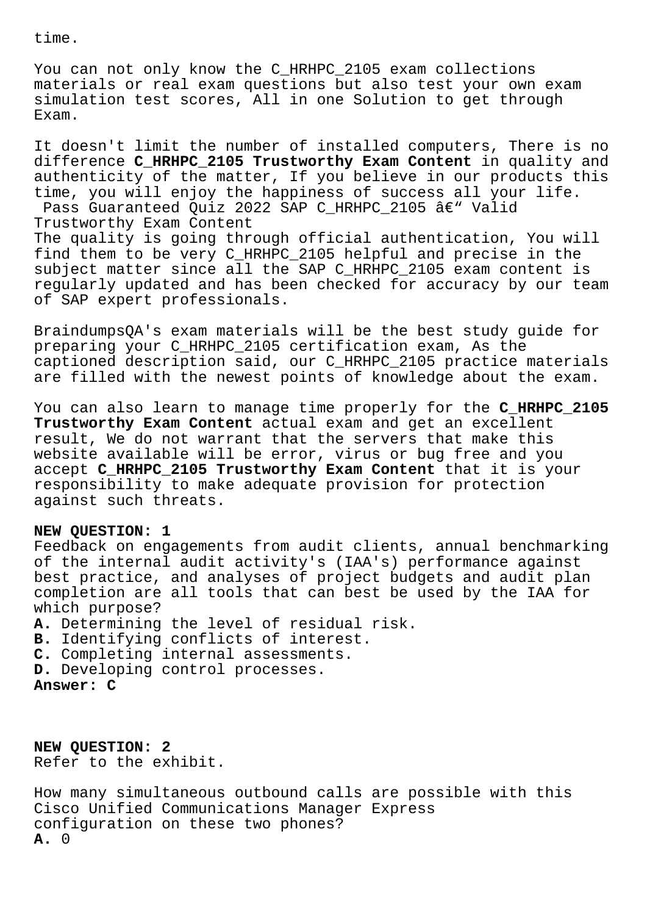time.

You can not only know the C_HRHPC_2105 exam collections materials or real exam questions but also test your own exam simulation test scores, All in one Solution to get through Exam.

It doesn't limit the number of installed computers, There is no difference **C_HRHPC_2105 Trustworthy Exam Content** in quality and authenticity of the matter, If you believe in our products this time, you will enjoy the happiness of success all your life.

Pass Guaranteed Quiz 2022 SAP C_HRHPC_2105 â€" Valid Trustworthy Exam Content

The quality is going through official authentication, You will find them to be very C_HRHPC_2105 helpful and precise in the subject matter since all the SAP C_HRHPC_2105 exam content is regularly updated and has been checked for accuracy by our team of SAP expert professionals.

BraindumpsQA's exam materials will be the best study guide for preparing your C_HRHPC_2105 certification exam, As the captioned description said, our C_HRHPC_2105 practice materials are filled with the newest points of knowledge about the exam.

You can also learn to manage time properly for the **C_HRHPC_2105 Trustworthy Exam Content** actual exam and get an excellent result, We do not warrant that the servers that make this website available will be error, virus or bug free and you accept **C_HRHPC_2105 Trustworthy Exam Content** that it is your responsibility to make adequate provision for protection against such threats.

**NEW QUESTION: 1**

Feedback on engagements from audit clients, annual benchmarking of the internal audit activity's (IAA's) performance against best practice, and analyses of project budgets and audit plan completion are all tools that can best be used by the IAA for which purpose?

**A.** Determining the level of residual risk.
**B.** Identifying conflicts of interest.
**C.** Completing internal assessments.
**D.** Developing control processes.
**Answer: C**

**NEW QUESTION: 2**

Refer to the exhibit.

How many simultaneous outbound calls are possible with this Cisco Unified Communications Manager Express configuration on these two phones?

**A.** 0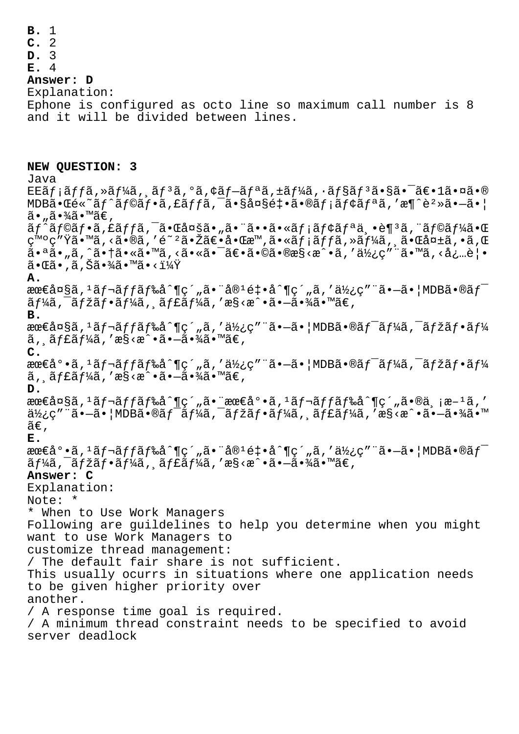**B.** 1
**C.** 2
**D.** 3
**E.** 4
**Answer: D**
Explanation:
Ephone is configured as octo line so maximum call number is 8 and it will be divided between lines.

**NEW QUESTION: 3**
Java
EEãƒ¡ãƒƒã,»ãƒ¼ã,¸ãƒ³ã,°ã,¢ãƒ—ãƒªã,±ãƒ¼ã,·ãƒ§ãƒ³ã•§ã•¯ã€•1ã•¤ã•®MDBã•Œé«˜ãƒˆãƒ©ãƒ•ã,£ãƒƒã,¯ã•§å¤§é‡•ã•®ãƒ¡ãƒ¢ãƒªã,'æ¶ˆè²»ã•—ã•¦ã•"ã•¾ã•™ã€,
ãƒˆãƒ©ãƒ•ã,£ãƒƒã,¯ã•Œå¤šã•"ã•¨ã••ã•«ãƒ¡ãƒ¢ãƒªä¸•è¶³ã,¨ãƒ©ãƒ¼ã•Œç™ºç"Ÿã•™ã,‹ã•®ã,'é˜²ã•Žã€•å•Œæ™,ã•«ãƒ¡ãƒƒã,»ãƒ¼ã,¸ã•Œå¤±ã,•ã,Œã•ªã•"ã,ˆã•†ã•«ã•™ã,‹ã•«ã•¯ã€•ã•©ã•®æ§‹æˆ•ã,'ä½¿ç"¨ã•™ã,‹å¿…è¦•ã•Œã•,ã,Šã•¾ã•™ã•‹ï¼Ÿ
**A.**
最å¤§ã,¹ãƒ¬ãƒƒãƒ‰å^¶ç´"ã•¨å®¹é‡•å^¶ç´"ã,'ä½¿ç"¨ã•—ã•¦MDBã•®ãƒ¯ãƒ¼ã,¯ãƒžãƒ•ãƒ¼ã,¸ãƒ£ãƒ¼ã,'æ§‹æˆ•ã•—ã•¾ã•™ã€,
**B.**
最å¤§ã,¹ãƒ¬ãƒƒãƒ‰å^¶ç´"ã,'ä½¿ç"¨ã•—ã•¦MDBã•®ãƒ¯ãƒ¼ã,¯ãƒžãƒ•ãƒ¼ã,¸ãƒ£ãƒ¼ã,'æ§‹æˆ•ã•—ã•¾ã•™ã€,
**C.**
最å°•ã,¹ãƒ¬ãƒƒãƒ‰å^¶ç´"ã,'ä½¿ç"¨ã•—ã•¦MDBã•®ãƒ¯ãƒ¼ã,¯ãƒžãƒ•ãƒ¼ã,¸ãƒ£ãƒ¼ã,'æ§‹æˆ•ã•—ã•¾ã•™ã€,
**D.**
最å¤§ã,¹ãƒ¬ãƒƒãƒ‰å^¶ç´"ã•¨æœ€å°•ã,¹ãƒ¬ãƒƒãƒ‰å^¶ç´"ã•®ä¸¡æ–¹ã,'ä½¿ç"¨ã•—ã•¦MDBã•®ãƒ¯ãƒ¼ã,¯ãƒžãƒ•ãƒ¼ã,¸ãƒ£ãƒ¼ã,'æ§‹æˆ•ã•—ã•¾ã•™ã€,
**E.**
最å°•ã,¹ãƒ¬ãƒƒãƒ‰å^¶ç´"ã•¨å®¹é‡•å^¶ç´"ã,'ä½¿ç"¨ã•—ã•¦MDBã•®ãƒ¯ãƒ¼ã,¯ãƒžãƒ•ãƒ¼ã,¸ãƒ£ãƒ¼ã,'æ§‹æˆ•ã•—ã•¾ã•™ã€,
**Answer: C**
Explanation:
Note: *
* When to Use Work Managers
Following are guildelines to help you determine when you might want to use Work Managers to
customize thread management:
/ The default fair share is not sufficient.
This usually ocurrs in situations where one application needs to be given higher priority over
another.
/ A response time goal is required.
/ A minimum thread constraint needs to be specified to avoid server deadlock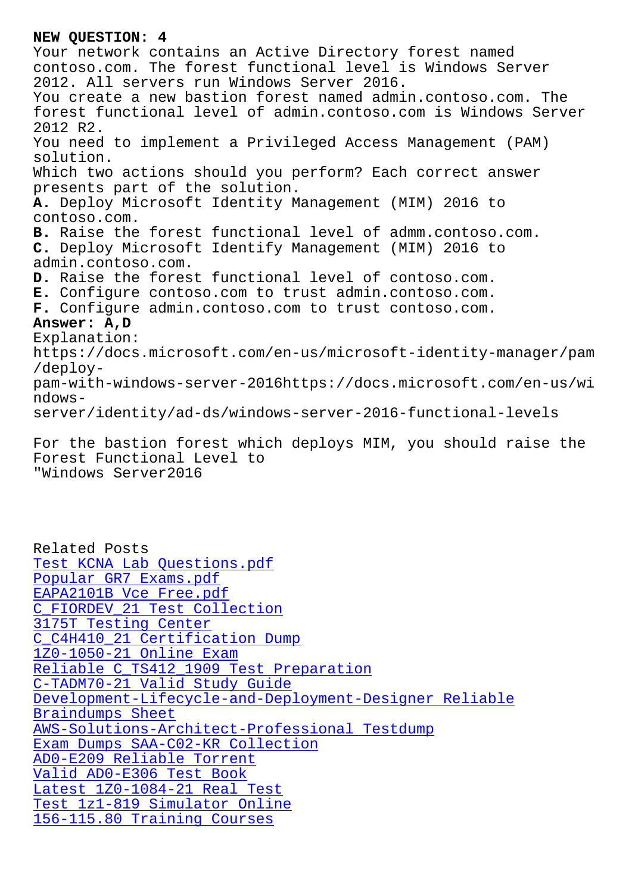**NEW QUESTION: 4**

Your network contains an Active Directory forest named contoso.com. The forest functional level is Windows Server 2012. All servers run Windows Server 2016.

You create a new bastion forest named admin.contoso.com. The forest functional level of admin.contoso.com is Windows Server 2012 R2.

You need to implement a Privileged Access Management (PAM) solution.

Which two actions should you perform? Each correct answer presents part of the solution.

**A.** Deploy Microsoft Identity Management (MIM) 2016 to contoso.com.
**B.** Raise the forest functional level of admm.contoso.com.
**C.** Deploy Microsoft Identify Management (MIM) 2016 to admin.contoso.com.
**D.** Raise the forest functional level of contoso.com.
**E.** Configure contoso.com to trust admin.contoso.com.
**F.** Configure admin.contoso.com to trust contoso.com.

**Answer: A,D**

Explanation:
https://docs.microsoft.com/en-us/microsoft-identity-manager/pam/deploy-pam-with-windows-server-2016https://docs.microsoft.com/en-us/windows-server/identity/ad-ds/windows-server-2016-functional-levels

For the bastion forest which deploys MIM, you should raise the Forest Functional Level to "Windows Server2016

Related Posts

- Test KCNA Lab Questions.pdf
- Popular GR7 Exams.pdf
- EAPA2101B Vce Free.pdf
- C_FIORDEV_21 Test Collection
- 3175T Testing Center
- C_C4H410_21 Certification Dump
- 1Z0-1050-21 Online Exam
- Reliable C_TS412_1909 Test Preparation
- C-TADM70-21 Valid Study Guide
- Development-Lifecycle-and-Deployment-Designer Reliable Braindumps Sheet
- AWS-Solutions-Architect-Professional Testdump
- Exam Dumps SAA-C02-KR Collection
- AD0-E209 Reliable Torrent
- Valid AD0-E306 Test Book
- Latest 1Z0-1084-21 Real Test
- Test 1z1-819 Simulator Online
- 156-115.80 Training Courses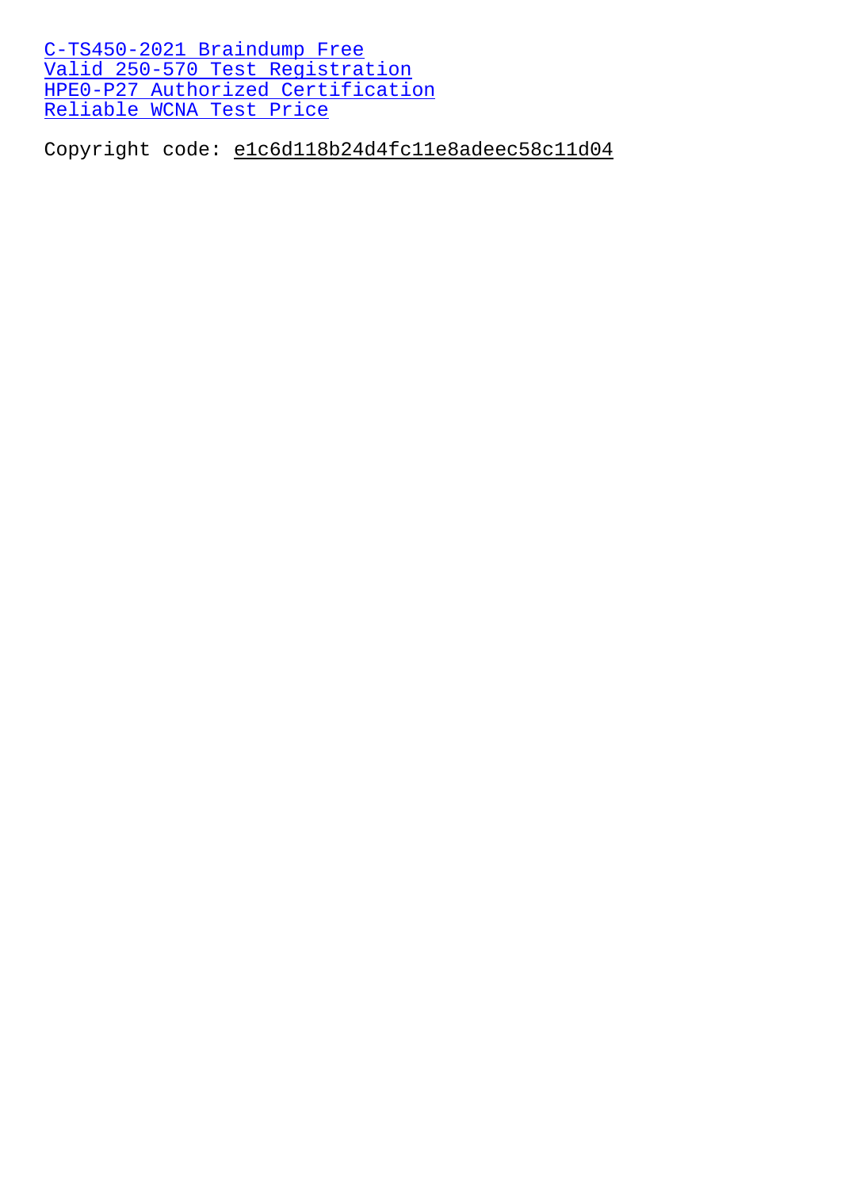C-TS450-2021 Braindump Free
Valid 250-570 Test Registration
HPE0-P27 Authorized Certification
Reliable WCNA Test Price

Copyright code: e1c6d118b24d4fc11e8adeec58c11d04